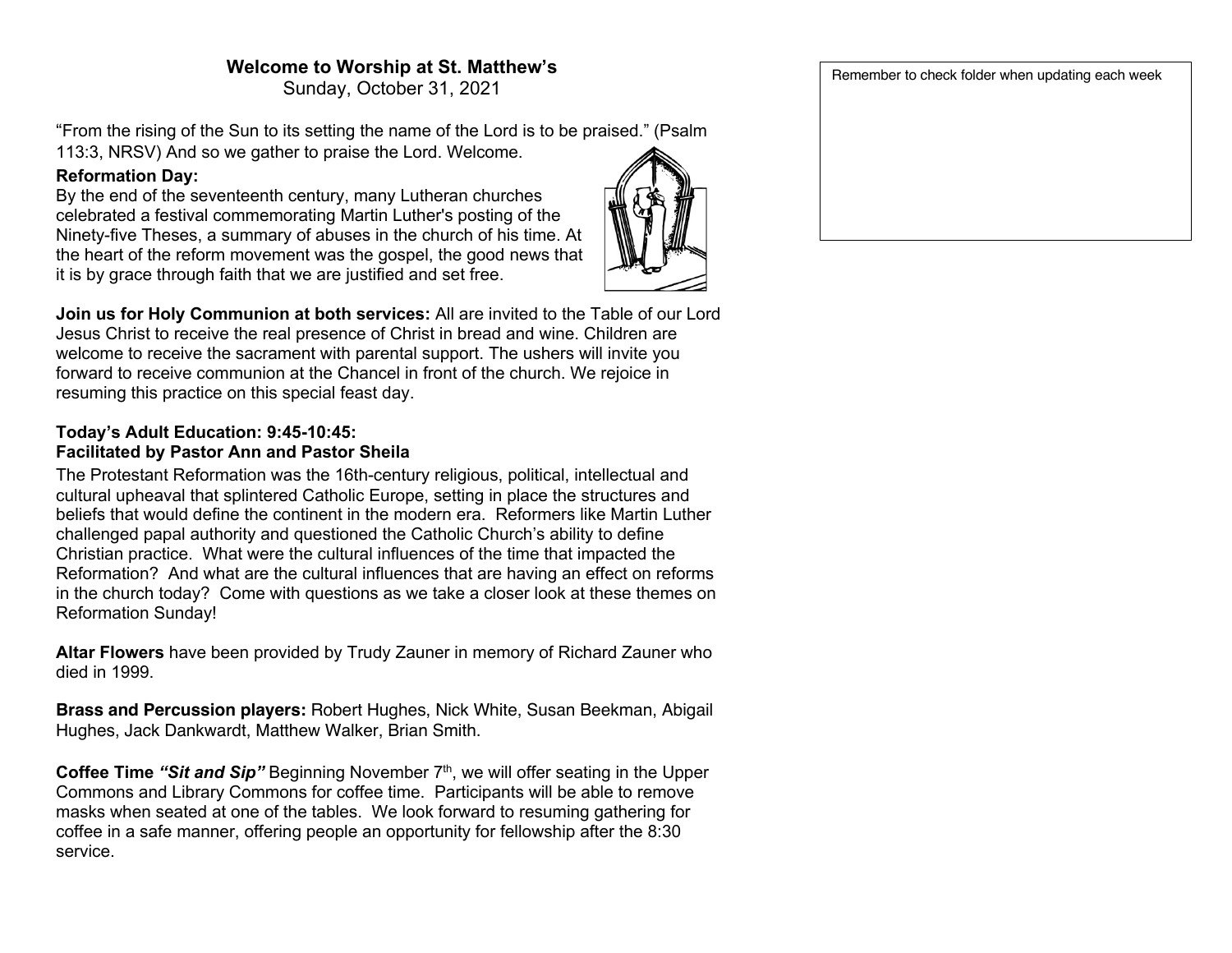**Welcome to Worship at St. Matthew's**

Sunday, October 31, 2021

"From the rising of the Sun to its setting the name of the Lord is to be praised." (Psalm 113:3, NRSV) And so we gather to praise the Lord. Welcome.

**Reformation Day:**
By the end of the seventeenth century, many Lutheran churches celebrated a festival commemorating Martin Luther's posting of the Ninety-five Theses, a summary of abuses in the church of his time. At the heart of the reform movement was the gospel, the good news that it is by grace through faith that we are justified and set free.

**Join us for Holy Communion at both services:** All are invited to the Table of our Lord Jesus Christ to receive the real presence of Christ in bread and wine. Children are welcome to receive the sacrament with parental support. The ushers will invite you forward to receive communion at the Chancel in front of the church. We rejoice in resuming this practice on this special feast day.

**Today's Adult Education: 9:45-10:45:**
**Facilitated by Pastor Ann and Pastor Sheila**

The Protestant Reformation was the 16th-century religious, political, intellectual and cultural upheaval that splintered Catholic Europe, setting in place the structures and beliefs that would define the continent in the modern era. Reformers like Martin Luther challenged papal authority and questioned the Catholic Church's ability to define Christian practice. What were the cultural influences of the time that impacted the Reformation? And what are the cultural influences that are having an effect on reforms in the church today? Come with questions as we take a closer look at these themes on Reformation Sunday!

**Altar Flowers** have been provided by Trudy Zauner in memory of Richard Zauner who died in 1999.

**Brass and Percussion players:** Robert Hughes, Nick White, Susan Beekman, Abigail Hughes, Jack Dankwardt, Matthew Walker, Brian Smith.

**Coffee Time *"Sit and Sip"*** Beginning November 7th, we will offer seating in the Upper Commons and Library Commons for coffee time. Participants will be able to remove masks when seated at one of the tables. We look forward to resuming gathering for coffee in a safe manner, offering people an opportunity for fellowship after the 8:30 service.

Remember to check folder when updating each week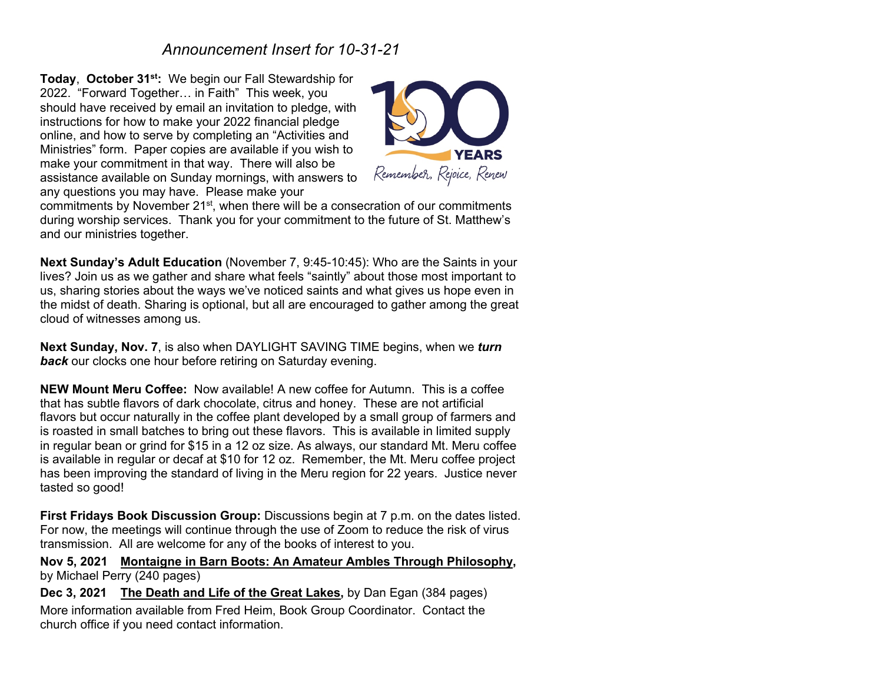*Announcement Insert for 10-31-21*

**Today**, **October 31st:** We begin our Fall Stewardship for 2022. "Forward Together… in Faith" This week, you should have received by email an invitation to pledge, with instructions for how to make your 2022 financial pledge online, and how to serve by completing an "Activities and Ministries" form. Paper copies are available if you wish to make your commitment in that way. There will also be assistance available on Sunday mornings, with answers to any questions you may have. Please make your commitments by November 21st, when there will be a consecration of our commitments during worship services. Thank you for your commitment to the future of St. Matthew's and our ministries together.

**Next Sunday's Adult Education** (November 7, 9:45-10:45): Who are the Saints in your lives? Join us as we gather and share what feels "saintly" about those most important to us, sharing stories about the ways we've noticed saints and what gives us hope even in the midst of death. Sharing is optional, but all are encouraged to gather among the great cloud of witnesses among us.

**Next Sunday, Nov. 7**, is also when DAYLIGHT SAVING TIME begins, when we ***turn back*** our clocks one hour before retiring on Saturday evening.

**NEW Mount Meru Coffee:** Now available! A new coffee for Autumn. This is a coffee that has subtle flavors of dark chocolate, citrus and honey. These are not artificial flavors but occur naturally in the coffee plant developed by a small group of farmers and is roasted in small batches to bring out these flavors. This is available in limited supply in regular bean or grind for $15 in a 12 oz size. As always, our standard Mt. Meru coffee is available in regular or decaf at $10 for 12 oz. Remember, the Mt. Meru coffee project has been improving the standard of living in the Meru region for 22 years. Justice never tasted so good!

**First Fridays Book Discussion Group:** Discussions begin at 7 p.m. on the dates listed. For now, the meetings will continue through the use of Zoom to reduce the risk of virus transmission. All are welcome for any of the books of interest to you.

**Nov 5, 2021** <u>**Montaigne in Barn Boots: An Amateur Ambles Through Philosophy**</u>**,** by Michael Perry (240 pages)

**Dec 3, 2021** <u>**The Death and Life of the Great Lakes**</u>**,** by Dan Egan (384 pages)

More information available from Fred Heim, Book Group Coordinator. Contact the church office if you need contact information.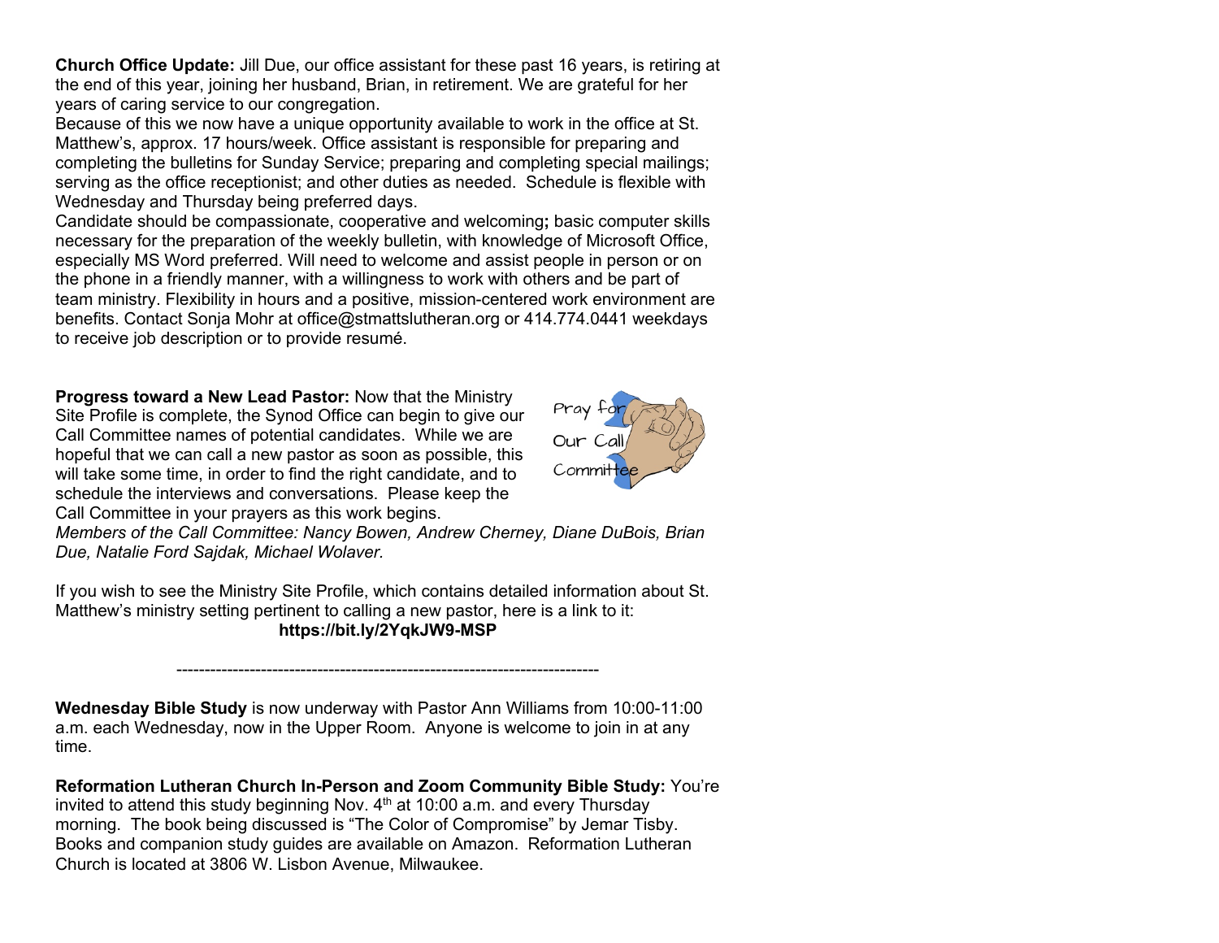**Church Office Update:** Jill Due, our office assistant for these past 16 years, is retiring at the end of this year, joining her husband, Brian, in retirement. We are grateful for her years of caring service to our congregation.

Because of this we now have a unique opportunity available to work in the office at St. Matthew's, approx. 17 hours/week. Office assistant is responsible for preparing and completing the bulletins for Sunday Service; preparing and completing special mailings; serving as the office receptionist; and other duties as needed. Schedule is flexible with Wednesday and Thursday being preferred days.

Candidate should be compassionate, cooperative and welcoming**;** basic computer skills necessary for the preparation of the weekly bulletin, with knowledge of Microsoft Office, especially MS Word preferred. Will need to welcome and assist people in person or on the phone in a friendly manner, with a willingness to work with others and be part of team ministry. Flexibility in hours and a positive, mission-centered work environment are benefits. Contact Sonja Mohr at office@stmattslutheran.org or 414.774.0441 weekdays to receive job description or to provide resumé.

**Progress toward a New Lead Pastor:** Now that the Ministry Site Profile is complete, the Synod Office can begin to give our Call Committee names of potential candidates. While we are hopeful that we can call a new pastor as soon as possible, this will take some time, in order to find the right candidate, and to schedule the interviews and conversations. Please keep the Call Committee in your prayers as this work begins.

Pray for Our Call Committee

*Members of the Call Committee: Nancy Bowen, Andrew Cherney, Diane DuBois, Brian Due, Natalie Ford Sajdak, Michael Wolaver.*

If you wish to see the Ministry Site Profile, which contains detailed information about St. Matthew's ministry setting pertinent to calling a new pastor, here is a link to it:

**https://bit.ly/2YqkJW9-MSP**

---

**Wednesday Bible Study** is now underway with Pastor Ann Williams from 10:00-11:00 a.m. each Wednesday, now in the Upper Room. Anyone is welcome to join in at any time.

**Reformation Lutheran Church In-Person and Zoom Community Bible Study:** You're invited to attend this study beginning Nov. 4th at 10:00 a.m. and every Thursday morning. The book being discussed is "The Color of Compromise" by Jemar Tisby. Books and companion study guides are available on Amazon. Reformation Lutheran Church is located at 3806 W. Lisbon Avenue, Milwaukee.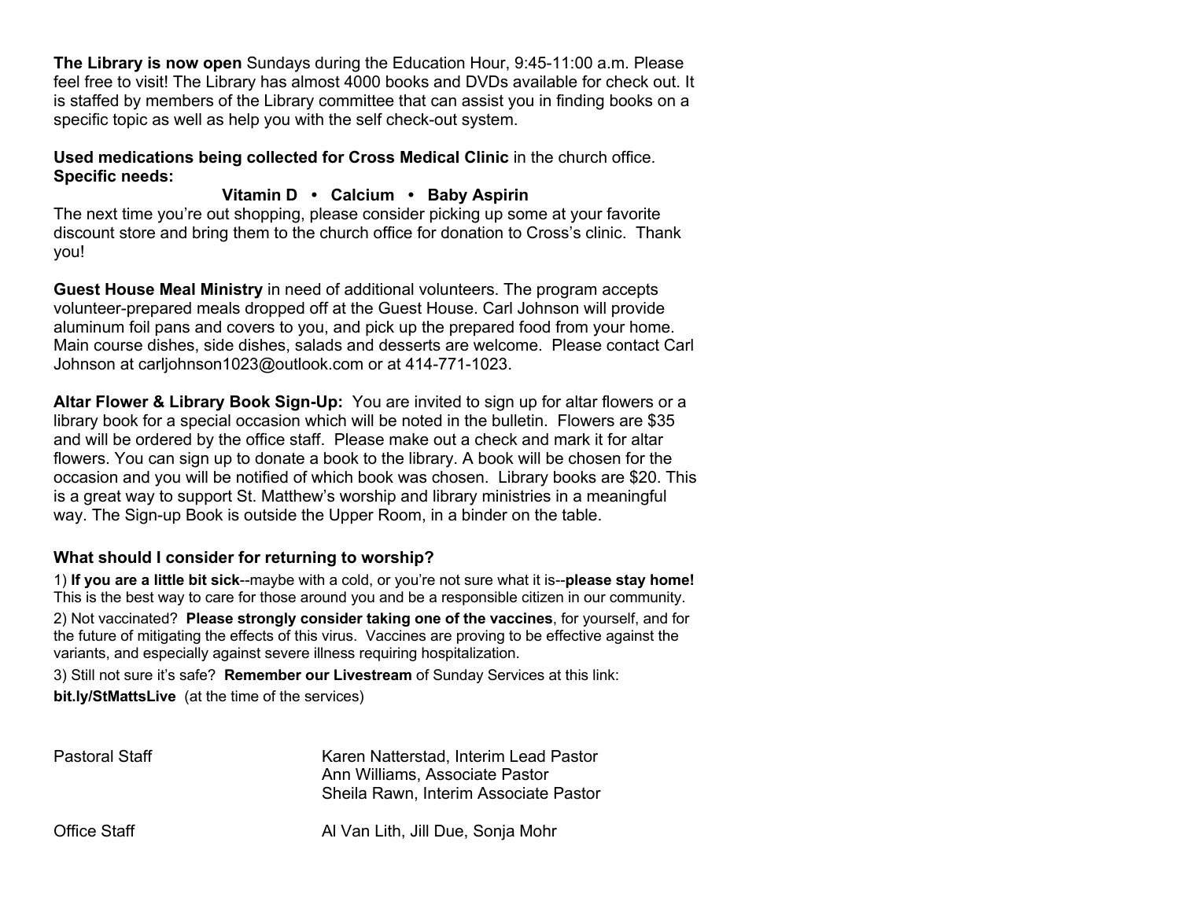**The Library is now open** Sundays during the Education Hour, 9:45-11:00 a.m. Please feel free to visit! The Library has almost 4000 books and DVDs available for check out. It is staffed by members of the Library committee that can assist you in finding books on a specific topic as well as help you with the self check-out system.

**Used medications being collected for Cross Medical Clinic** in the church office.
**Specific needs:**

**Vitamin D • Calcium • Baby Aspirin**

The next time you're out shopping, please consider picking up some at your favorite discount store and bring them to the church office for donation to Cross's clinic. Thank you!

**Guest House Meal Ministry** in need of additional volunteers. The program accepts volunteer-prepared meals dropped off at the Guest House. Carl Johnson will provide aluminum foil pans and covers to you, and pick up the prepared food from your home. Main course dishes, side dishes, salads and desserts are welcome. Please contact Carl Johnson at carljohnson1023@outlook.com or at 414-771-1023.

**Altar Flower & Library Book Sign-Up:** You are invited to sign up for altar flowers or a library book for a special occasion which will be noted in the bulletin. Flowers are $35 and will be ordered by the office staff. Please make out a check and mark it for altar flowers. You can sign up to donate a book to the library. A book will be chosen for the occasion and you will be notified of which book was chosen. Library books are $20. This is a great way to support St. Matthew's worship and library ministries in a meaningful way. The Sign-up Book is outside the Upper Room, in a binder on the table.

**What should I consider for returning to worship?**

1) **If you are a little bit sick**--maybe with a cold, or you're not sure what it is--**please stay home!** This is the best way to care for those around you and be a responsible citizen in our community.

2) Not vaccinated? **Please strongly consider taking one of the vaccines**, for yourself, and for the future of mitigating the effects of this virus. Vaccines are proving to be effective against the variants, and especially against severe illness requiring hospitalization.

3) Still not sure it's safe? **Remember our Livestream** of Sunday Services at this link:

**bit.ly/StMattsLive** (at the time of the services)

| | |
|---|---|
| Pastoral Staff | Karen Natterstad, Interim Lead Pastor<br>Ann Williams, Associate Pastor<br>Sheila Rawn, Interim Associate Pastor |
| Office Staff | Al Van Lith, Jill Due, Sonja Mohr |